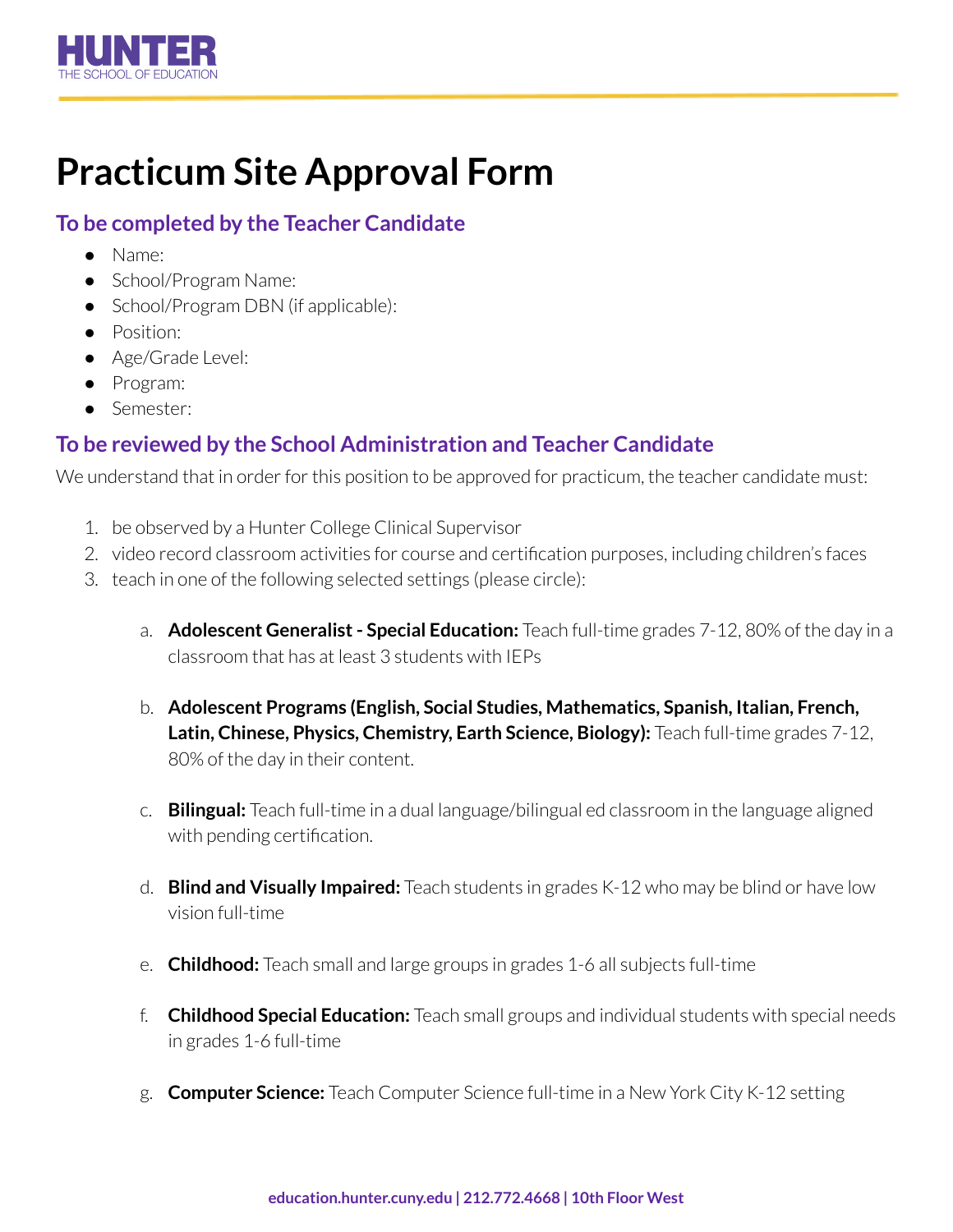HUNTER
THE SCHOOL OF EDUCATION

# Practicum Site Approval Form

## To be completed by the Teacher Candidate

- Name:
- School/Program Name:
- School/Program DBN (if applicable):
- Position:
- Age/Grade Level:
- Program:
- Semester:

## To be reviewed by the School Administration and Teacher Candidate

We understand that in order for this position to be approved for practicum, the teacher candidate must:

1. be observed by a Hunter College Clinical Supervisor
2. video record classroom activities for course and certification purposes, including children's faces
3. teach in one of the following selected settings (please circle):

    a. **Adolescent Generalist - Special Education:** Teach full-time grades 7-12, 80% of the day in a classroom that has at least 3 students with IEPs

    b. **Adolescent Programs (English, Social Studies, Mathematics, Spanish, Italian, French, Latin, Chinese, Physics, Chemistry, Earth Science, Biology):** Teach full-time grades 7-12, 80% of the day in their content.

    c. **Bilingual:** Teach full-time in a dual language/bilingual ed classroom in the language aligned with pending certification.

    d. **Blind and Visually Impaired:** Teach students in grades K-12 who may be blind or have low vision full-time

    e. **Childhood:** Teach small and large groups in grades 1-6 all subjects full-time

    f. **Childhood Special Education:** Teach small groups and individual students with special needs in grades 1-6 full-time

    g. **Computer Science:** Teach Computer Science full-time in a New York City K-12 setting

education.hunter.cuny.edu | 212.772.4668 | 10th Floor West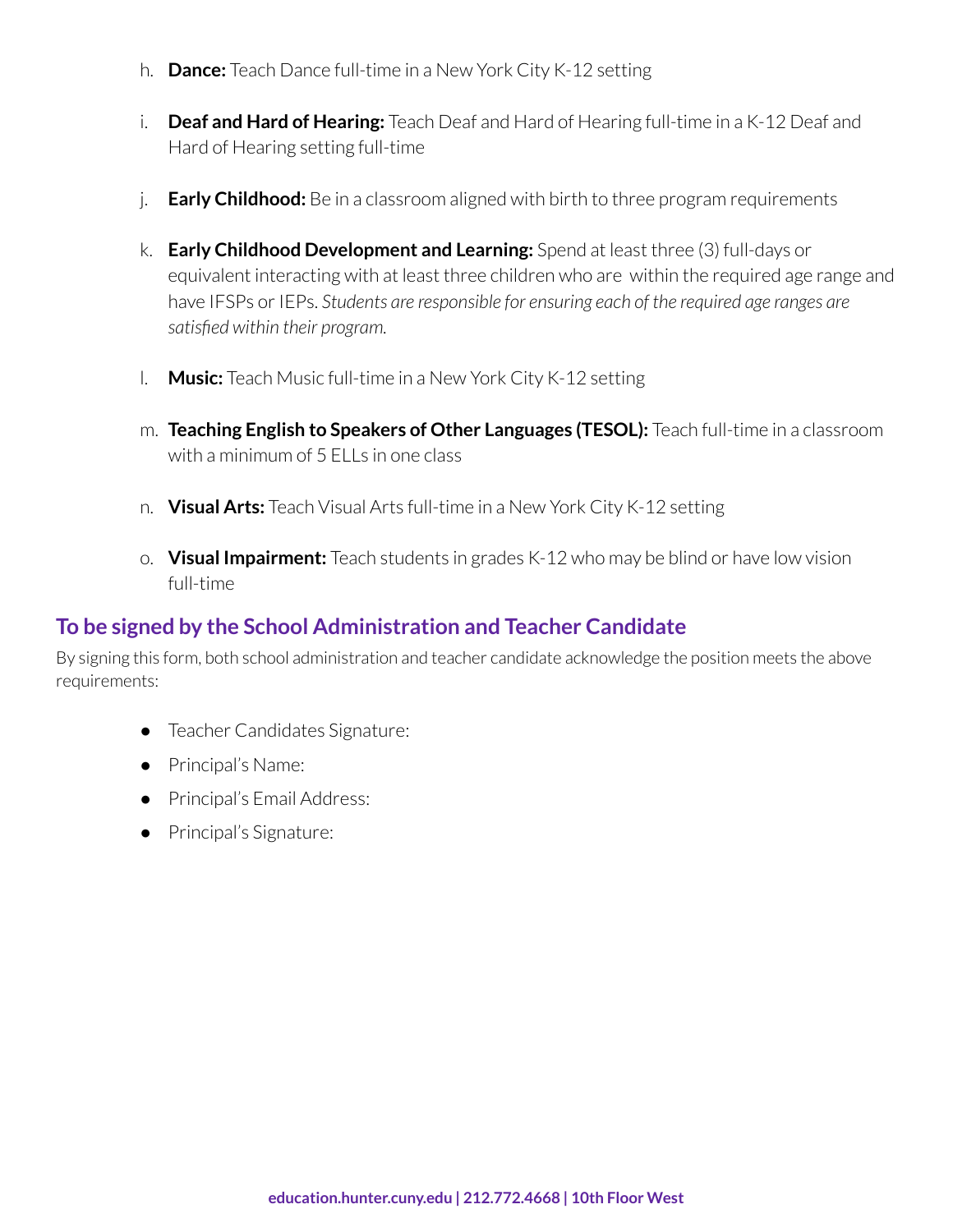h. **Dance:** Teach Dance full-time in a New York City K-12 setting

i. **Deaf and Hard of Hearing:** Teach Deaf and Hard of Hearing full-time in a K-12 Deaf and Hard of Hearing setting full-time

j. **Early Childhood:** Be in a classroom aligned with birth to three program requirements

k. **Early Childhood Development and Learning:** Spend at least three (3) full-days or equivalent interacting with at least three children who are within the required age range and have IFSPs or IEPs. *Students are responsible for ensuring each of the required age ranges are satisfied within their program.*

l. **Music:** Teach Music full-time in a New York City K-12 setting

m. **Teaching English to Speakers of Other Languages (TESOL):** Teach full-time in a classroom with a minimum of 5 ELLs in one class

n. **Visual Arts:** Teach Visual Arts full-time in a New York City K-12 setting

o. **Visual Impairment:** Teach students in grades K-12 who may be blind or have low vision full-time

## To be signed by the School Administration and Teacher Candidate

By signing this form, both school administration and teacher candidate acknowledge the position meets the above requirements:

- Teacher Candidates Signature:
- Principal's Name:
- Principal's Email Address:
- Principal's Signature:

**education.hunter.cuny.edu | 212.772.4668 | 10th Floor West**